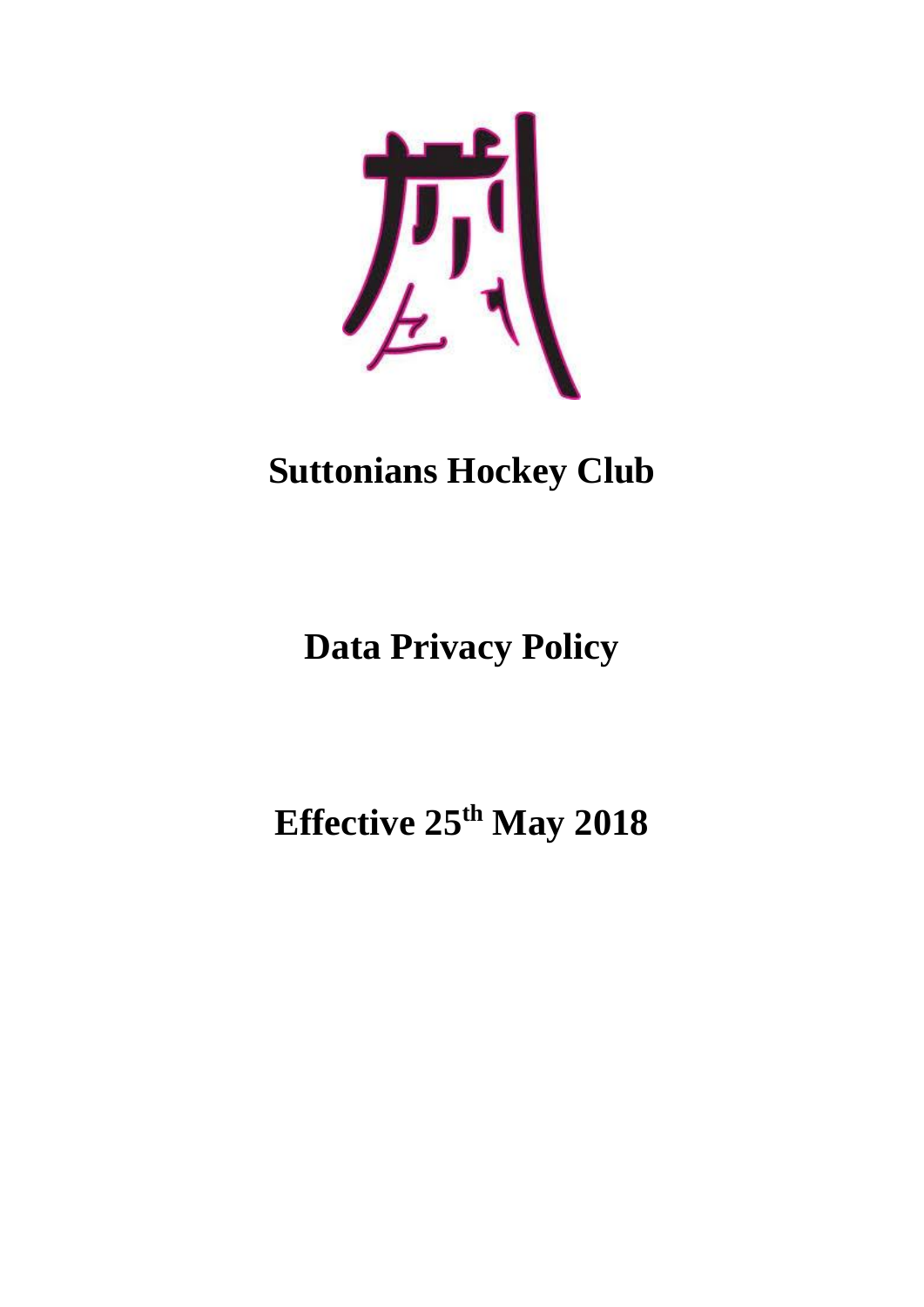# Suttonians Hockey Club

# Data Privacy Policy

# Effective 25th May 2018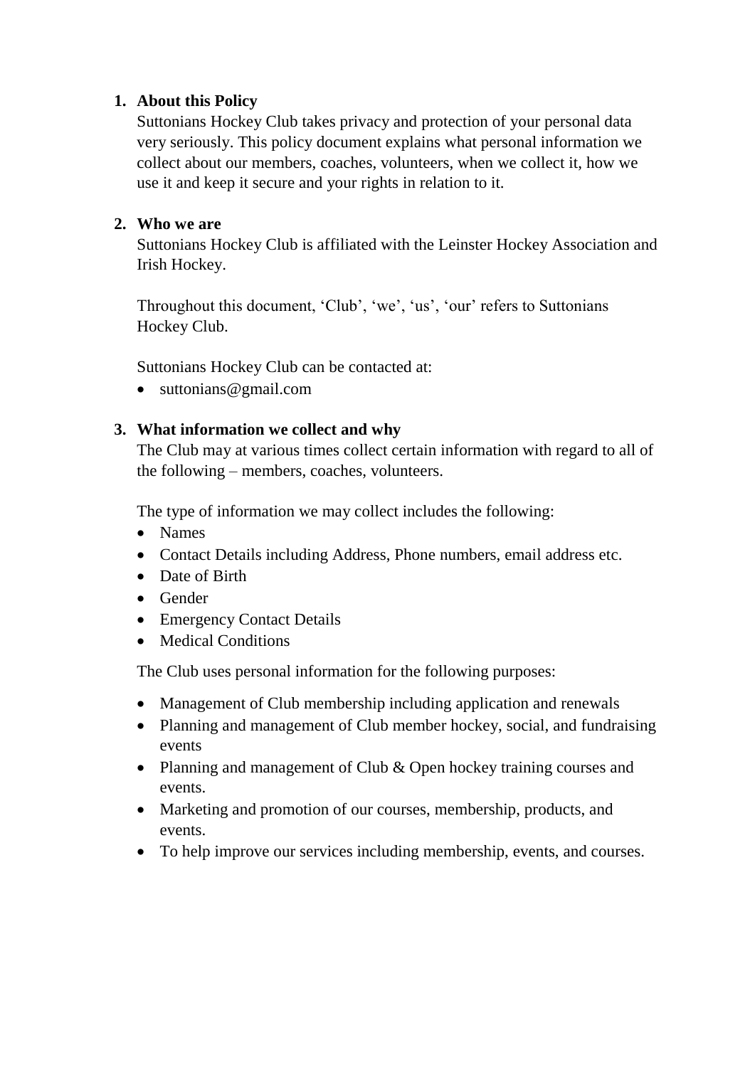1. **About this Policy**

   Suttonians Hockey Club takes privacy and protection of your personal data very seriously. This policy document explains what personal information we collect about our members, coaches, volunteers, when we collect it, how we use it and keep it secure and your rights in relation to it.

2. **Who we are**

   Suttonians Hockey Club is affiliated with the Leinster Hockey Association and Irish Hockey.

   Throughout this document, 'Club', 'we', 'us', 'our' refers to Suttonians Hockey Club.

   Suttonians Hockey Club can be contacted at:

   - suttonians@gmail.com

3. **What information we collect and why**

   The Club may at various times collect certain information with regard to all of the following – members, coaches, volunteers.

   The type of information we may collect includes the following:

   - Names
   - Contact Details including Address, Phone numbers, email address etc.
   - Date of Birth
   - Gender
   - Emergency Contact Details
   - Medical Conditions

   The Club uses personal information for the following purposes:

   - Management of Club membership including application and renewals
   - Planning and management of Club member hockey, social, and fundraising events
   - Planning and management of Club & Open hockey training courses and events.
   - Marketing and promotion of our courses, membership, products, and events.
   - To help improve our services including membership, events, and courses.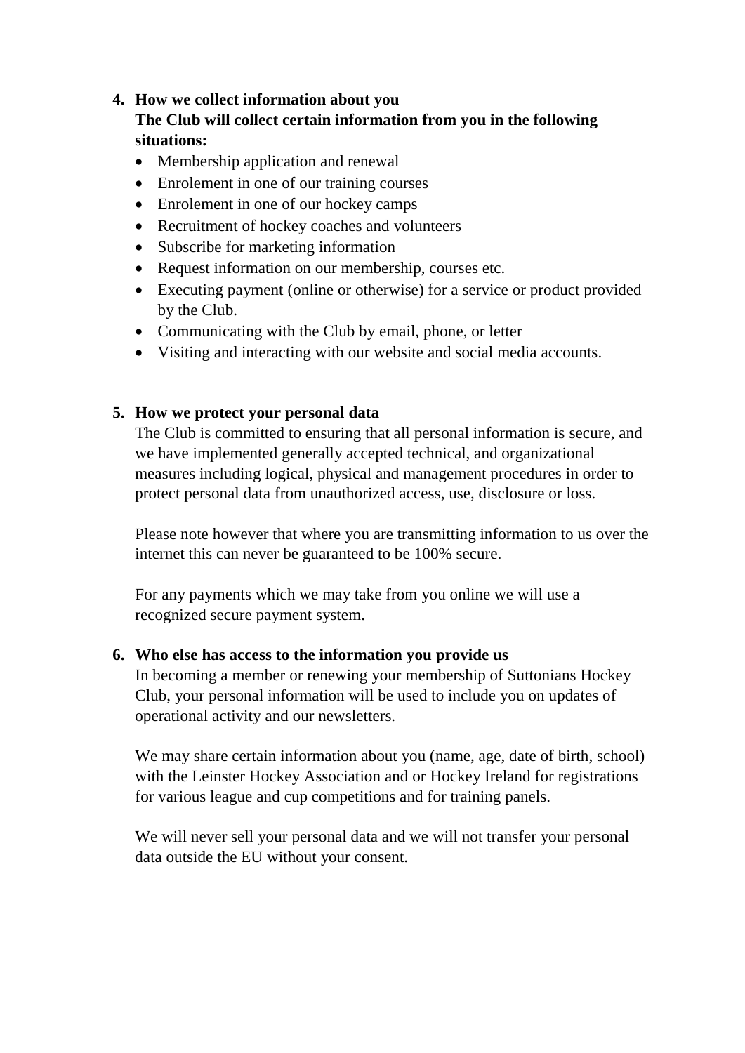## 4. How we collect information about you

**The Club will collect certain information from you in the following situations:**

- Membership application and renewal
- Enrolement in one of our training courses
- Enrolement in one of our hockey camps
- Recruitment of hockey coaches and volunteers
- Subscribe for marketing information
- Request information on our membership, courses etc.
- Executing payment (online or otherwise) for a service or product provided by the Club.
- Communicating with the Club by email, phone, or letter
- Visiting and interacting with our website and social media accounts.

## 5. How we protect your personal data

The Club is committed to ensuring that all personal information is secure, and we have implemented generally accepted technical, and organizational measures including logical, physical and management procedures in order to protect personal data from unauthorized access, use, disclosure or loss.

Please note however that where you are transmitting information to us over the internet this can never be guaranteed to be 100% secure.

For any payments which we may take from you online we will use a recognized secure payment system.

## 6. Who else has access to the information you provide us

In becoming a member or renewing your membership of Suttonians Hockey Club, your personal information will be used to include you on updates of operational activity and our newsletters.

We may share certain information about you (name, age, date of birth, school) with the Leinster Hockey Association and or Hockey Ireland for registrations for various league and cup competitions and for training panels.

We will never sell your personal data and we will not transfer your personal data outside the EU without your consent.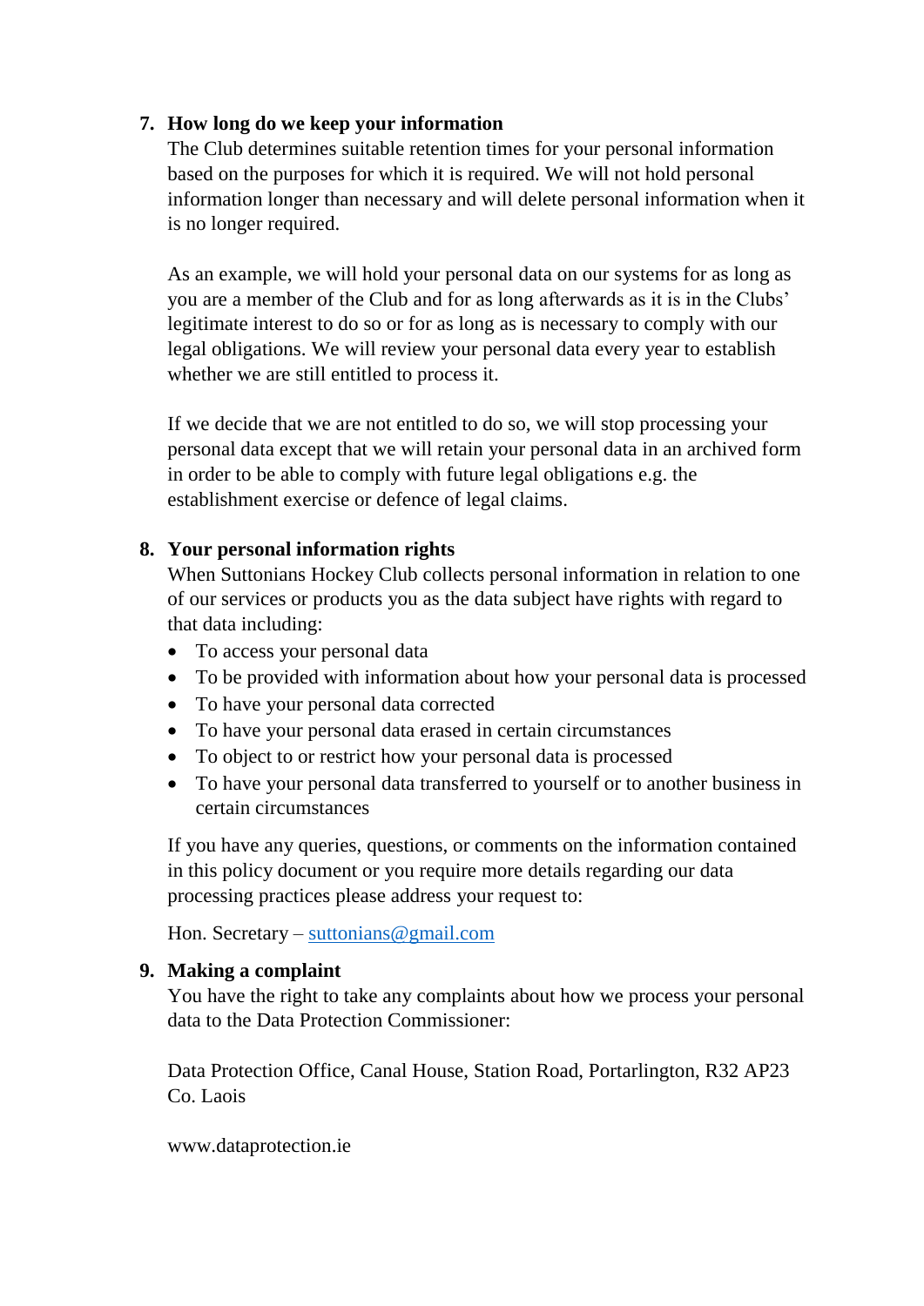## 7. How long do we keep your information

The Club determines suitable retention times for your personal information based on the purposes for which it is required. We will not hold personal information longer than necessary and will delete personal information when it is no longer required.

As an example, we will hold your personal data on our systems for as long as you are a member of the Club and for as long afterwards as it is in the Clubs' legitimate interest to do so or for as long as is necessary to comply with our legal obligations. We will review your personal data every year to establish whether we are still entitled to process it.

If we decide that we are not entitled to do so, we will stop processing your personal data except that we will retain your personal data in an archived form in order to be able to comply with future legal obligations e.g. the establishment exercise or defence of legal claims.

## 8. Your personal information rights

When Suttonians Hockey Club collects personal information in relation to one of our services or products you as the data subject have rights with regard to that data including:

- To access your personal data
- To be provided with information about how your personal data is processed
- To have your personal data corrected
- To have your personal data erased in certain circumstances
- To object to or restrict how your personal data is processed
- To have your personal data transferred to yourself or to another business in certain circumstances

If you have any queries, questions, or comments on the information contained in this policy document or you require more details regarding our data processing practices please address your request to:

Hon. Secretary – suttonians@gmail.com

## 9. Making a complaint

You have the right to take any complaints about how we process your personal data to the Data Protection Commissioner:

Data Protection Office, Canal House, Station Road, Portarlington, R32 AP23 Co. Laois

www.dataprotection.ie